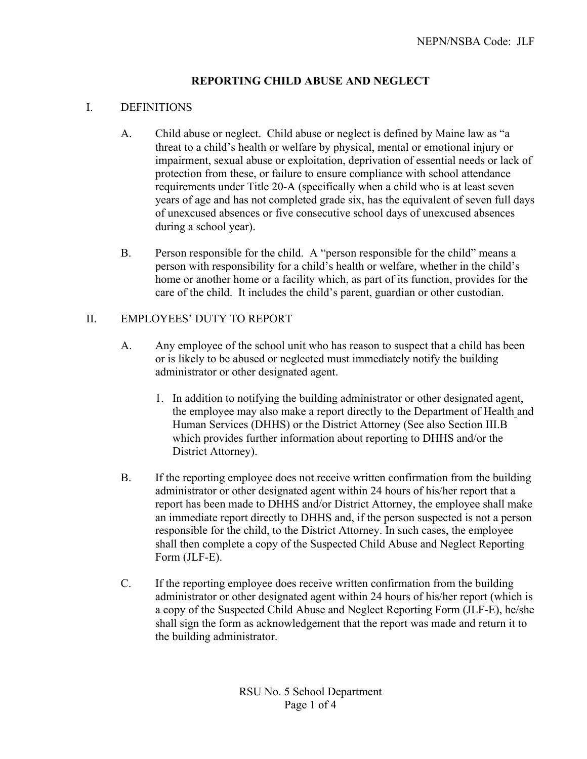# REPORTING CHILD ABUSE AND NEGLECT

## I. DEFINITIONS

A. Child abuse or neglect. Child abuse or neglect is defined by Maine law as "a threat to a child's health or welfare by physical, mental or emotional injury or impairment, sexual abuse or exploitation, deprivation of essential needs or lack of protection from these, or failure to ensure compliance with school attendance requirements under Title 20-A (specifically when a child who is at least seven years of age and has not completed grade six, has the equivalent of seven full days of unexcused absences or five consecutive school days of unexcused absences during a school year).

B. Person responsible for the child. A "person responsible for the child" means a person with responsibility for a child's health or welfare, whether in the child's home or another home or a facility which, as part of its function, provides for the care of the child. It includes the child's parent, guardian or other custodian.

## II. EMPLOYEES' DUTY TO REPORT

A. Any employee of the school unit who has reason to suspect that a child has been or is likely to be abused or neglected must immediately notify the building administrator or other designated agent.

   1. In addition to notifying the building administrator or other designated agent, the employee may also make a report directly to the Department of Health and Human Services (DHHS) or the District Attorney (See also Section III.B which provides further information about reporting to DHHS and/or the District Attorney).

B. If the reporting employee does not receive written confirmation from the building administrator or other designated agent within 24 hours of his/her report that a report has been made to DHHS and/or District Attorney, the employee shall make an immediate report directly to DHHS and, if the person suspected is not a person responsible for the child, to the District Attorney. In such cases, the employee shall then complete a copy of the Suspected Child Abuse and Neglect Reporting Form (JLF-E).

C. If the reporting employee does receive written confirmation from the building administrator or other designated agent within 24 hours of his/her report (which is a copy of the Suspected Child Abuse and Neglect Reporting Form (JLF-E), he/she shall sign the form as acknowledgement that the report was made and return it to the building administrator.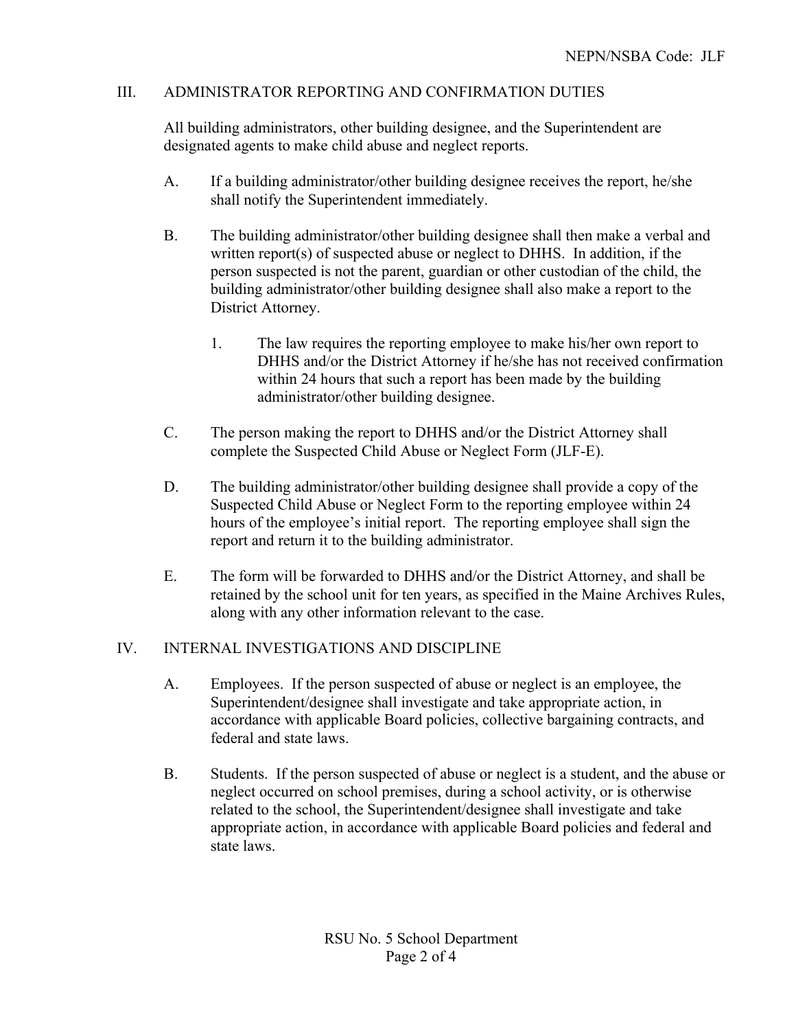## III. ADMINISTRATOR REPORTING AND CONFIRMATION DUTIES

All building administrators, other building designee, and the Superintendent are designated agents to make child abuse and neglect reports.

A. If a building administrator/other building designee receives the report, he/she shall notify the Superintendent immediately.

B. The building administrator/other building designee shall then make a verbal and written report(s) of suspected abuse or neglect to DHHS. In addition, if the person suspected is not the parent, guardian or other custodian of the child, the building administrator/other building designee shall also make a report to the District Attorney.

   1. The law requires the reporting employee to make his/her own report to DHHS and/or the District Attorney if he/she has not received confirmation within 24 hours that such a report has been made by the building administrator/other building designee.

C. The person making the report to DHHS and/or the District Attorney shall complete the Suspected Child Abuse or Neglect Form (JLF-E).

D. The building administrator/other building designee shall provide a copy of the Suspected Child Abuse or Neglect Form to the reporting employee within 24 hours of the employee's initial report. The reporting employee shall sign the report and return it to the building administrator.

E. The form will be forwarded to DHHS and/or the District Attorney, and shall be retained by the school unit for ten years, as specified in the Maine Archives Rules, along with any other information relevant to the case.

## IV. INTERNAL INVESTIGATIONS AND DISCIPLINE

A. Employees. If the person suspected of abuse or neglect is an employee, the Superintendent/designee shall investigate and take appropriate action, in accordance with applicable Board policies, collective bargaining contracts, and federal and state laws.

B. Students. If the person suspected of abuse or neglect is a student, and the abuse or neglect occurred on school premises, during a school activity, or is otherwise related to the school, the Superintendent/designee shall investigate and take appropriate action, in accordance with applicable Board policies and federal and state laws.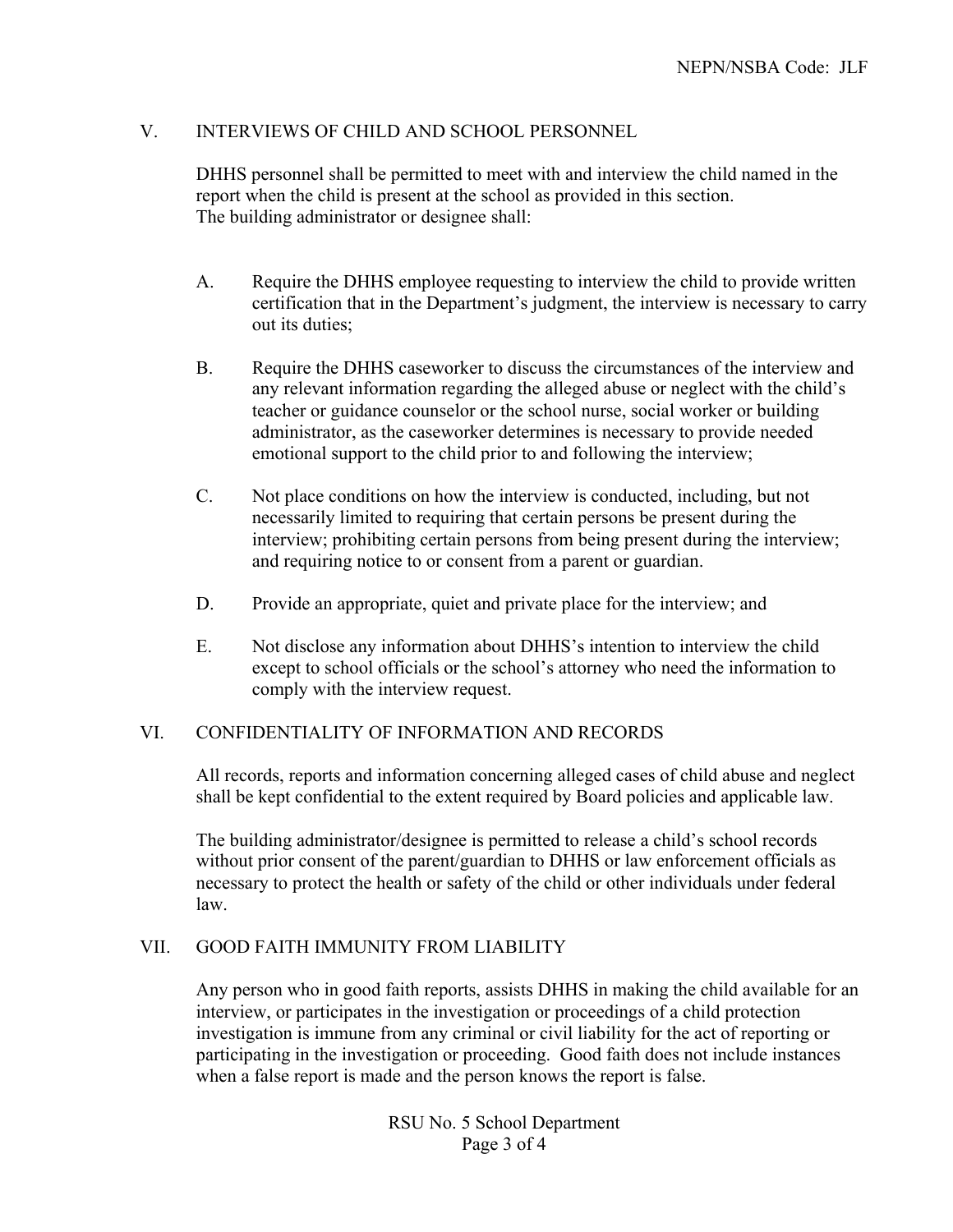## V. INTERVIEWS OF CHILD AND SCHOOL PERSONNEL

DHHS personnel shall be permitted to meet with and interview the child named in the report when the child is present at the school as provided in this section.
The building administrator or designee shall:

A. Require the DHHS employee requesting to interview the child to provide written certification that in the Department's judgment, the interview is necessary to carry out its duties;

B. Require the DHHS caseworker to discuss the circumstances of the interview and any relevant information regarding the alleged abuse or neglect with the child's teacher or guidance counselor or the school nurse, social worker or building administrator, as the caseworker determines is necessary to provide needed emotional support to the child prior to and following the interview;

C. Not place conditions on how the interview is conducted, including, but not necessarily limited to requiring that certain persons be present during the interview; prohibiting certain persons from being present during the interview; and requiring notice to or consent from a parent or guardian.

D. Provide an appropriate, quiet and private place for the interview; and

E. Not disclose any information about DHHS's intention to interview the child except to school officials or the school's attorney who need the information to comply with the interview request.

## VI. CONFIDENTIALITY OF INFORMATION AND RECORDS

All records, reports and information concerning alleged cases of child abuse and neglect shall be kept confidential to the extent required by Board policies and applicable law.

The building administrator/designee is permitted to release a child's school records without prior consent of the parent/guardian to DHHS or law enforcement officials as necessary to protect the health or safety of the child or other individuals under federal law.

## VII. GOOD FAITH IMMUNITY FROM LIABILITY

Any person who in good faith reports, assists DHHS in making the child available for an interview, or participates in the investigation or proceedings of a child protection investigation is immune from any criminal or civil liability for the act of reporting or participating in the investigation or proceeding. Good faith does not include instances when a false report is made and the person knows the report is false.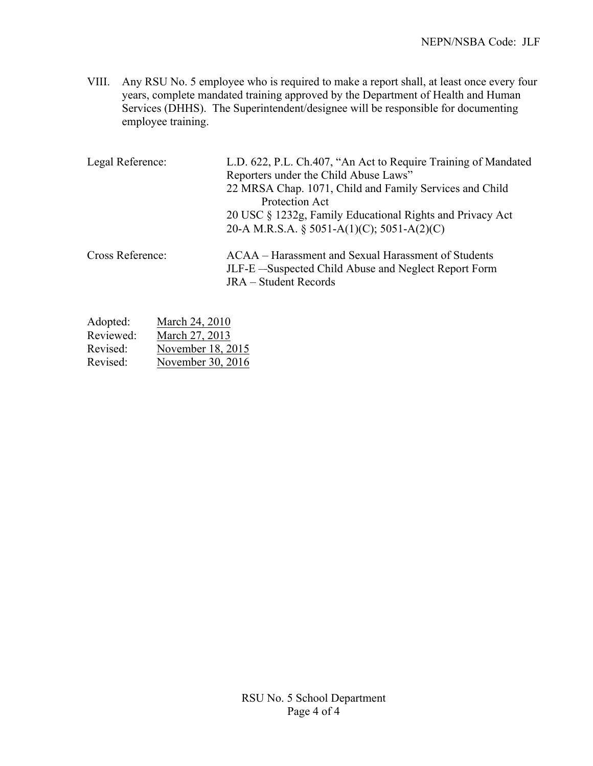VIII. Any RSU No. 5 employee who is required to make a report shall, at least once every four years, complete mandated training approved by the Department of Health and Human Services (DHHS). The Superintendent/designee will be responsible for documenting employee training.

| | |
|---|---|
| Legal Reference: | L.D. 622, P.L. Ch.407, "An Act to Require Training of Mandated Reporters under the Child Abuse Laws"<br>22 MRSA Chap. 1071, Child and Family Services and Child Protection Act<br>20 USC § 1232g, Family Educational Rights and Privacy Act<br>20-A M.R.S.A. § 5051-A(1)(C); 5051-A(2)(C) |
| Cross Reference: | ACAA – Harassment and Sexual Harassment of Students<br>JLF-E —Suspected Child Abuse and Neglect Report Form<br>JRA – Student Records |

| | |
|---|---|
| Adopted: | March 24, 2010 |
| Reviewed: | March 27, 2013 |
| Revised: | November 18, 2015 |
| Revised: | November 30, 2016 |